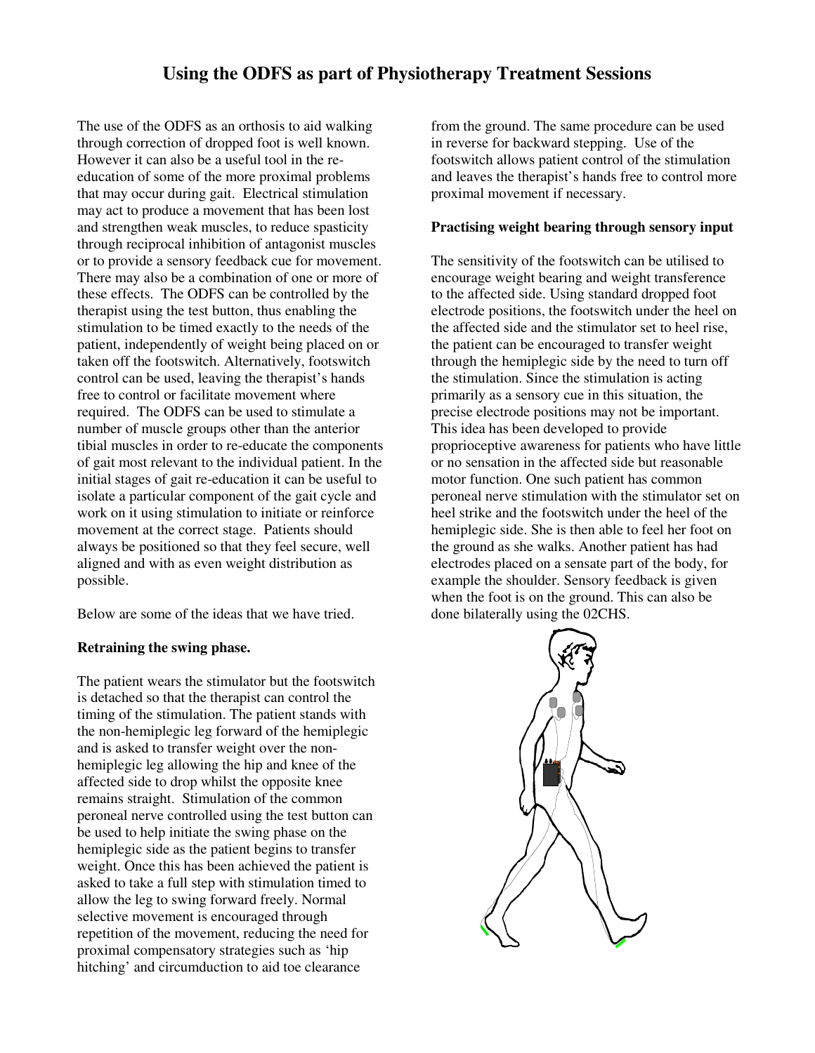# Using the ODFS as part of Physiotherapy Treatment Sessions

The use of the ODFS as an orthosis to aid walking through correction of dropped foot is well known. However it can also be a useful tool in the re-education of some of the more proximal problems that may occur during gait. Electrical stimulation may act to produce a movement that has been lost and strengthen weak muscles, to reduce spasticity through reciprocal inhibition of antagonist muscles or to provide a sensory feedback cue for movement. There may also be a combination of one or more of these effects. The ODFS can be controlled by the therapist using the test button, thus enabling the stimulation to be timed exactly to the needs of the patient, independently of weight being placed on or taken off the footswitch. Alternatively, footswitch control can be used, leaving the therapist's hands free to control or facilitate movement where required. The ODFS can be used to stimulate a number of muscle groups other than the anterior tibial muscles in order to re-educate the components of gait most relevant to the individual patient. In the initial stages of gait re-education it can be useful to isolate a particular component of the gait cycle and work on it using stimulation to initiate or reinforce movement at the correct stage. Patients should always be positioned so that they feel secure, well aligned and with as even weight distribution as possible.

Below are some of the ideas that we have tried.

**Retraining the swing phase.**

The patient wears the stimulator but the footswitch is detached so that the therapist can control the timing of the stimulation. The patient stands with the non-hemiplegic leg forward of the hemiplegic and is asked to transfer weight over the non-hemiplegic leg allowing the hip and knee of the affected side to drop whilst the opposite knee remains straight. Stimulation of the common peroneal nerve controlled using the test button can be used to help initiate the swing phase on the hemiplegic side as the patient begins to transfer weight. Once this has been achieved the patient is asked to take a full step with stimulation timed to allow the leg to swing forward freely. Normal selective movement is encouraged through repetition of the movement, reducing the need for proximal compensatory strategies such as 'hip hitching' and circumduction to aid toe clearance from the ground. The same procedure can be used in reverse for backward stepping. Use of the footswitch allows patient control of the stimulation and leaves the therapist's hands free to control more proximal movement if necessary.

**Practising weight bearing through sensory input**

The sensitivity of the footswitch can be utilised to encourage weight bearing and weight transference to the affected side. Using standard dropped foot electrode positions, the footswitch under the heel on the affected side and the stimulator set to heel rise, the patient can be encouraged to transfer weight through the hemiplegic side by the need to turn off the stimulation. Since the stimulation is acting primarily as a sensory cue in this situation, the precise electrode positions may not be important. This idea has been developed to provide proprioceptive awareness for patients who have little or no sensation in the affected side but reasonable motor function. One such patient has common peroneal nerve stimulation with the stimulator set on heel strike and the footswitch under the heel of the hemiplegic side. She is then able to feel her foot on the ground as she walks. Another patient has had electrodes placed on a sensate part of the body, for example the shoulder. Sensory feedback is given when the foot is on the ground. This can also be done bilaterally using the 02CHS.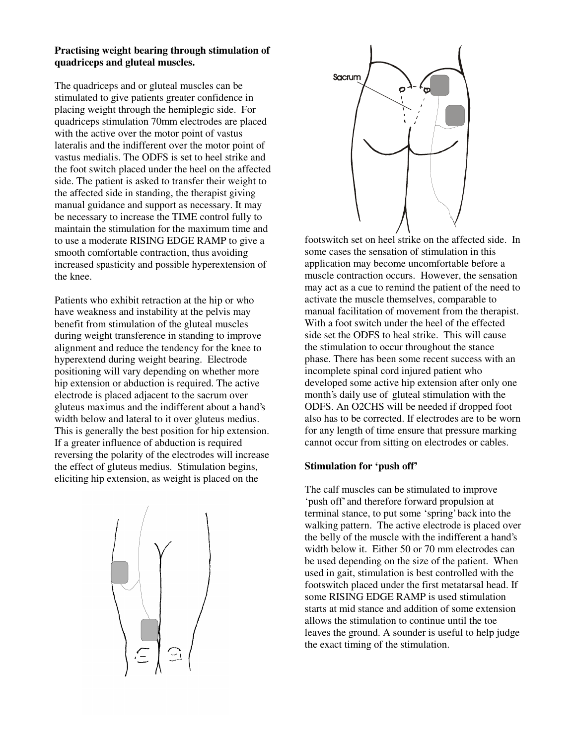**Practising weight bearing through stimulation of quadriceps and gluteal muscles.**

The quadriceps and or gluteal muscles can be stimulated to give patients greater confidence in placing weight through the hemiplegic side. For quadriceps stimulation 70mm electrodes are placed with the active over the motor point of vastus lateralis and the indifferent over the motor point of vastus medialis. The ODFS is set to heel strike and the foot switch placed under the heel on the affected side. The patient is asked to transfer their weight to the affected side in standing, the therapist giving manual guidance and support as necessary. It may be necessary to increase the TIME control fully to maintain the stimulation for the maximum time and to use a moderate RISING EDGE RAMP to give a smooth comfortable contraction, thus avoiding increased spasticity and possible hyperextension of the knee.

Patients who exhibit retraction at the hip or who have weakness and instability at the pelvis may benefit from stimulation of the gluteal muscles during weight transference in standing to improve alignment and reduce the tendency for the knee to hyperextend during weight bearing. Electrode positioning will vary depending on whether more hip extension or abduction is required. The active electrode is placed adjacent to the sacrum over gluteus maximus and the indifferent about a hand's width below and lateral to it over gluteus medius. This is generally the best position for hip extension. If a greater influence of abduction is required reversing the polarity of the electrodes will increase the effect of gluteus medius. Stimulation begins, eliciting hip extension, as weight is placed on the footswitch set on heel strike on the affected side. In some cases the sensation of stimulation in this application may become uncomfortable before a muscle contraction occurs. However, the sensation may act as a cue to remind the patient of the need to activate the muscle themselves, comparable to manual facilitation of movement from the therapist. With a foot switch under the heel of the effected side set the ODFS to heal strike. This will cause the stimulation to occur throughout the stance phase. There has been some recent success with an incomplete spinal cord injured patient who developed some active hip extension after only one month's daily use of gluteal stimulation with the ODFS. An O2CHS will be needed if dropped foot also has to be corrected. If electrodes are to be worn for any length of time ensure that pressure marking cannot occur from sitting on electrodes or cables.

**Stimulation for 'push off'**

The calf muscles can be stimulated to improve 'push off' and therefore forward propulsion at terminal stance, to put some 'spring' back into the walking pattern. The active electrode is placed over the belly of the muscle with the indifferent a hand's width below it. Either 50 or 70 mm electrodes can be used depending on the size of the patient. When used in gait, stimulation is best controlled with the footswitch placed under the first metatarsal head. If some RISING EDGE RAMP is used stimulation starts at mid stance and addition of some extension allows the stimulation to continue until the toe leaves the ground. A sounder is useful to help judge the exact timing of the stimulation.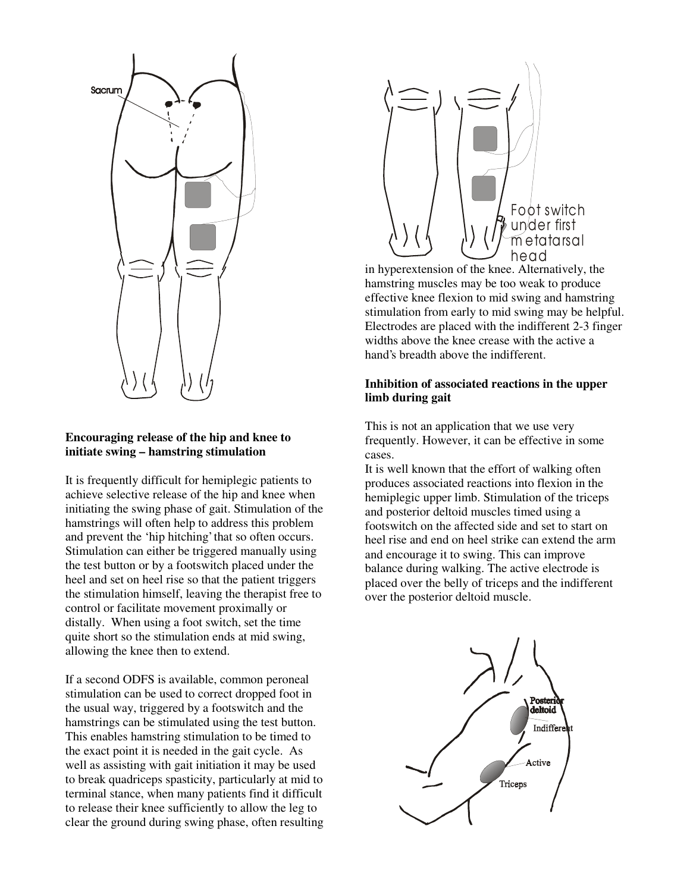## Encouraging release of the hip and knee to initiate swing – hamstring stimulation

It is frequently difficult for hemiplegic patients to achieve selective release of the hip and knee when initiating the swing phase of gait. Stimulation of the hamstrings will often help to address this problem and prevent the 'hip hitching' that so often occurs. Stimulation can either be triggered manually using the test button or by a footswitch placed under the heel and set on heel rise so that the patient triggers the stimulation himself, leaving the therapist free to control or facilitate movement proximally or distally. When using a foot switch, set the time quite short so the stimulation ends at mid swing, allowing the knee then to extend.

If a second ODFS is available, common peroneal stimulation can be used to correct dropped foot in the usual way, triggered by a footswitch and the hamstrings can be stimulated using the test button. This enables hamstring stimulation to be timed to the exact point it is needed in the gait cycle. As well as assisting with gait initiation it may be used to break quadriceps spasticity, particularly at mid to terminal stance, when many patients find it difficult to release their knee sufficiently to allow the leg to clear the ground during swing phase, often resulting in hyperextension of the knee. Alternatively, the hamstring muscles may be too weak to produce effective knee flexion to mid swing and hamstring stimulation from early to mid swing may be helpful. Electrodes are placed with the indifferent 2-3 finger widths above the knee crease with the active a hand's breadth above the indifferent.

## Inhibition of associated reactions in the upper limb during gait

This is not an application that we use very frequently. However, it can be effective in some cases.

It is well known that the effort of walking often produces associated reactions into flexion in the hemiplegic upper limb. Stimulation of the triceps and posterior deltoid muscles timed using a footswitch on the affected side and set to start on heel rise and end on heel strike can extend the arm and encourage it to swing. This can improve balance during walking. The active electrode is placed over the belly of triceps and the indifferent over the posterior deltoid muscle.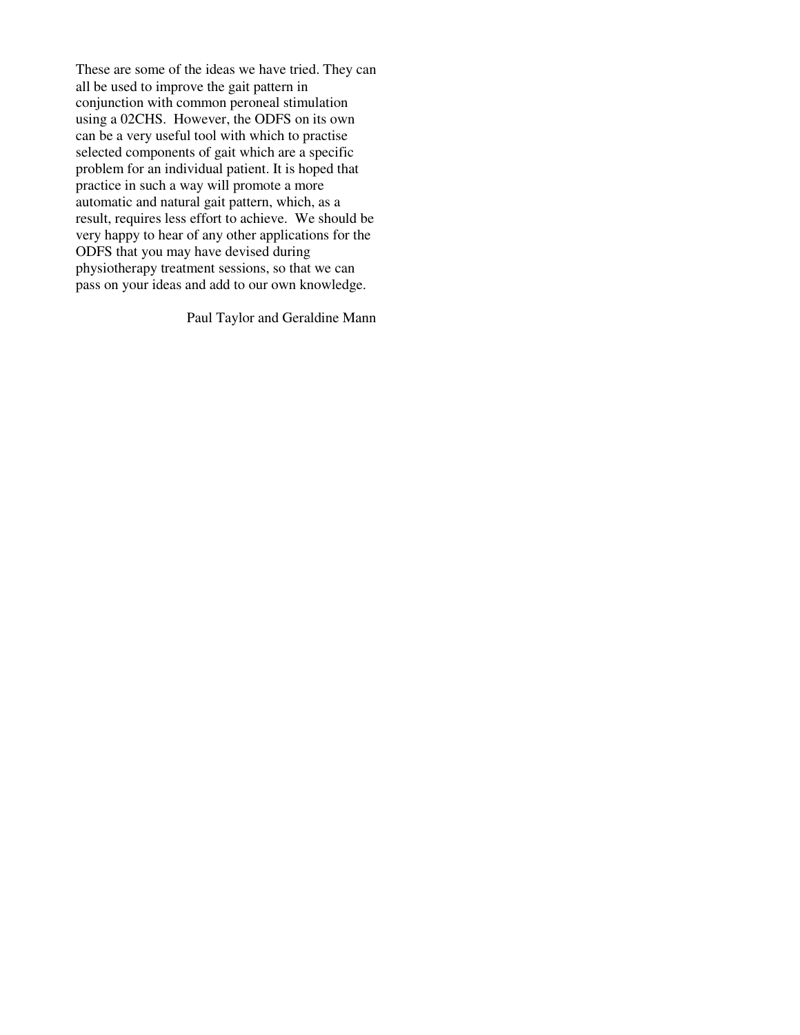These are some of the ideas we have tried. They can all be used to improve the gait pattern in conjunction with common peroneal stimulation using a 02CHS. However, the ODFS on its own can be a very useful tool with which to practise selected components of gait which are a specific problem for an individual patient. It is hoped that practice in such a way will promote a more automatic and natural gait pattern, which, as a result, requires less effort to achieve. We should be very happy to hear of any other applications for the ODFS that you may have devised during physiotherapy treatment sessions, so that we can pass on your ideas and add to our own knowledge.

Paul Taylor and Geraldine Mann